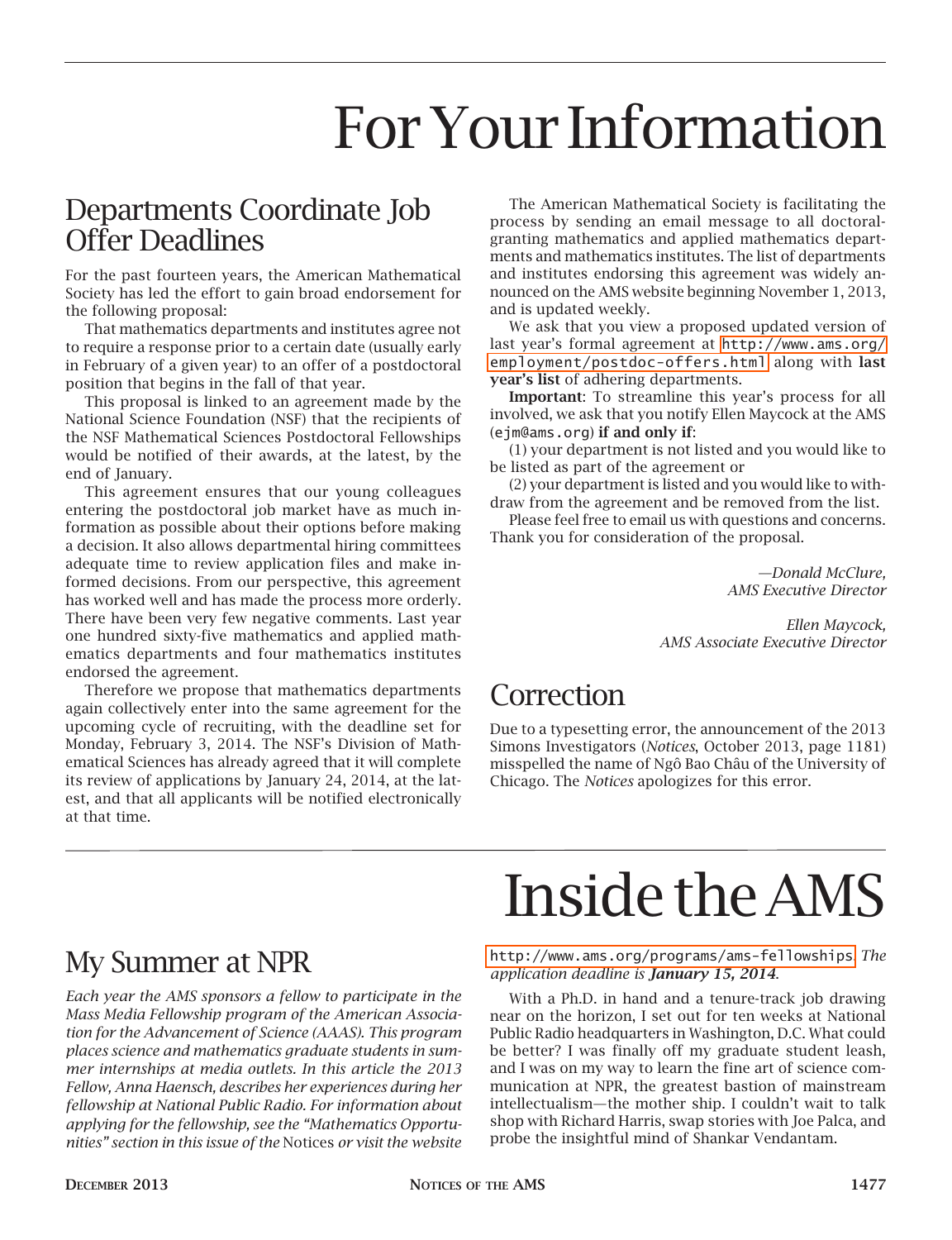# For Your Information

## Departments Coordinate Job Offer Deadlines

For the past fourteen years, the American Mathematical Society has led the effort to gain broad endorsement for the following proposal:

That mathematics departments and institutes agree not to require a response prior to a certain date (usually early in February of a given year) to an offer of a postdoctoral position that begins in the fall of that year.

This proposal is linked to an agreement made by the National Science Foundation (NSF) that the recipients of the NSF Mathematical Sciences Postdoctoral Fellowships would be notified of their awards, at the latest, by the end of January.

This agreement ensures that our young colleagues entering the postdoctoral job market have as much information as possible about their options before making a decision. It also allows departmental hiring committees adequate time to review application files and make informed decisions. From our perspective, this agreement has worked well and has made the process more orderly. There have been very few negative comments. Last year one hundred sixty-five mathematics and applied mathematics departments and four mathematics institutes endorsed the agreement.

Therefore we propose that mathematics departments again collectively enter into the same agreement for the upcoming cycle of recruiting, with the deadline set for Monday, February 3, 2014. The NSF's Division of Mathematical Sciences has already agreed that it will complete its review of applications by January 24, 2014, at the latest, and that all applicants will be notified electronically at that time.

The American Mathematical Society is facilitating the process by sending an email message to all doctoral-granting mathematics and applied mathematics departments and mathematics institutes. The list of departments and institutes endorsing this agreement was widely announced on the AMS website beginning November 1, 2013, and is updated weekly.

We ask that you view a proposed updated version of last year's formal agreement at `http://www.ams.org/employment/postdoc-offers.html` along with **last year's list** of adhering departments.

**Important**: To streamline this year's process for all involved, we ask that you notify Ellen Maycock at the AMS (`ejm@ams.org`) **if and only if**:

(1) your department is not listed and you would like to be listed as part of the agreement or

(2) your department is listed and you would like to withdraw from the agreement and be removed from the list.

Please feel free to email us with questions and concerns. Thank you for consideration of the proposal.

*—Donald McClure,*
*AMS Executive Director*

*Ellen Maycock,*
*AMS Associate Executive Director*

## Correction

Due to a typesetting error, the announcement of the 2013 Simons Investigators (*Notices*, October 2013, page 1181) misspelled the name of Ngô Bao Châu of the University of Chicago. The *Notices* apologizes for this error.

# Inside the AMS

## My Summer at NPR

*Each year the AMS sponsors a fellow to participate in the Mass Media Fellowship program of the American Association for the Advancement of Science (AAAS). This program places science and mathematics graduate students in summer internships at media outlets. In this article the 2013 Fellow, Anna Haensch, describes her experiences during her fellowship at National Public Radio. For information about applying for the fellowship, see the "Mathematics Opportunities" section in this issue of the* Notices *or visit the website* `http://www.ams.org/programs/ams-fellowships`. *The application deadline is* ***January 15, 2014.***

With a Ph.D. in hand and a tenure-track job drawing near on the horizon, I set out for ten weeks at National Public Radio headquarters in Washington, D.C. What could be better? I was finally off my graduate student leash, and I was on my way to learn the fine art of science communication at NPR, the greatest bastion of mainstream intellectualism—the mother ship. I couldn't wait to talk shop with Richard Harris, swap stories with Joe Palca, and probe the insightful mind of Shankar Vendantam.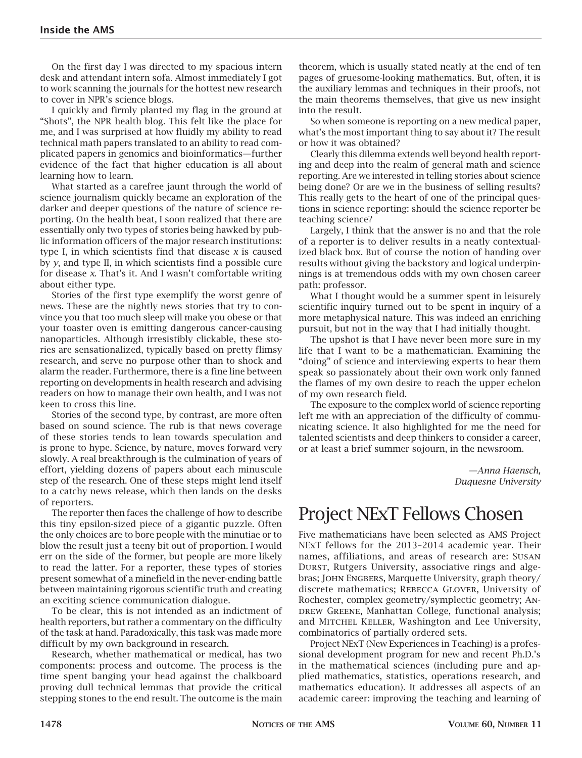On the first day I was directed to my spacious intern desk and attendant intern sofa. Almost immediately I got to work scanning the journals for the hottest new research to cover in NPR's science blogs.

I quickly and firmly planted my flag in the ground at "Shots", the NPR health blog. This felt like the place for me, and I was surprised at how fluidly my ability to read technical math papers translated to an ability to read complicated papers in genomics and bioinformatics—further evidence of the fact that higher education is all about learning how to learn.

What started as a carefree jaunt through the world of science journalism quickly became an exploration of the darker and deeper questions of the nature of science reporting. On the health beat, I soon realized that there are essentially only two types of stories being hawked by public information officers of the major research institutions: type I, in which scientists find that disease $x$ is caused by $y$, and type II, in which scientists find a possible cure for disease $x$. That's it. And I wasn't comfortable writing about either type.

Stories of the first type exemplify the worst genre of news. These are the nightly news stories that try to convince you that too much sleep will make you obese or that your toaster oven is emitting dangerous cancer-causing nanoparticles. Although irresistibly clickable, these stories are sensationalized, typically based on pretty flimsy research, and serve no purpose other than to shock and alarm the reader. Furthermore, there is a fine line between reporting on developments in health research and advising readers on how to manage their own health, and I was not keen to cross this line.

Stories of the second type, by contrast, are more often based on sound science. The rub is that news coverage of these stories tends to lean towards speculation and is prone to hype. Science, by nature, moves forward very slowly. A real breakthrough is the culmination of years of effort, yielding dozens of papers about each minuscule step of the research. One of these steps might lend itself to a catchy news release, which then lands on the desks of reporters.

The reporter then faces the challenge of how to describe this tiny epsilon-sized piece of a gigantic puzzle. Often the only choices are to bore people with the minutiae or to blow the result just a teeny bit out of proportion. I would err on the side of the former, but people are more likely to read the latter. For a reporter, these types of stories present somewhat of a minefield in the never-ending battle between maintaining rigorous scientific truth and creating an exciting science communication dialogue.

To be clear, this is not intended as an indictment of health reporters, but rather a commentary on the difficulty of the task at hand. Paradoxically, this task was made more difficult by my own background in research.

Research, whether mathematical or medical, has two components: process and outcome. The process is the time spent banging your head against the chalkboard proving dull technical lemmas that provide the critical stepping stones to the end result. The outcome is the main theorem, which is usually stated neatly at the end of ten pages of gruesome-looking mathematics. But, often, it is the auxiliary lemmas and techniques in their proofs, not the main theorems themselves, that give us new insight into the result.

So when someone is reporting on a new medical paper, what's the most important thing to say about it? The result or how it was obtained?

Clearly this dilemma extends well beyond health reporting and deep into the realm of general math and science reporting. Are we interested in telling stories about science being done? Or are we in the business of selling results? This really gets to the heart of one of the principal questions in science reporting: should the science reporter be teaching science?

Largely, I think that the answer is no and that the role of a reporter is to deliver results in a neatly contextualized black box. But of course the notion of handing over results without giving the backstory and logical underpinnings is at tremendous odds with my own chosen career path: professor.

What I thought would be a summer spent in leisurely scientific inquiry turned out to be spent in inquiry of a more metaphysical nature. This was indeed an enriching pursuit, but not in the way that I had initially thought.

The upshot is that I have never been more sure in my life that I want to be a mathematician. Examining the "doing" of science and interviewing experts to hear them speak so passionately about their own work only fanned the flames of my own desire to reach the upper echelon of my own research field.

The exposure to the complex world of science reporting left me with an appreciation of the difficulty of communicating science. It also highlighted for me the need for talented scientists and deep thinkers to consider a career, or at least a brief summer sojourn, in the newsroom.

*—Anna Haensch,*
*Duquesne University*

# Project NExT Fellows Chosen

Five mathematicians have been selected as AMS Project NExT fellows for the 2013–2014 academic year. Their names, affiliations, and areas of research are: Susan Durst, Rutgers University, associative rings and algebras; John Engbers, Marquette University, graph theory/discrete mathematics; Rebecca Glover, University of Rochester, complex geometry/symplectic geometry; Andrew Greene, Manhattan College, functional analysis; and Mitchel Keller, Washington and Lee University, combinatorics of partially ordered sets.

Project NExT (New Experiences in Teaching) is a professional development program for new and recent Ph.D.'s in the mathematical sciences (including pure and applied mathematics, statistics, operations research, and mathematics education). It addresses all aspects of an academic career: improving the teaching and learning of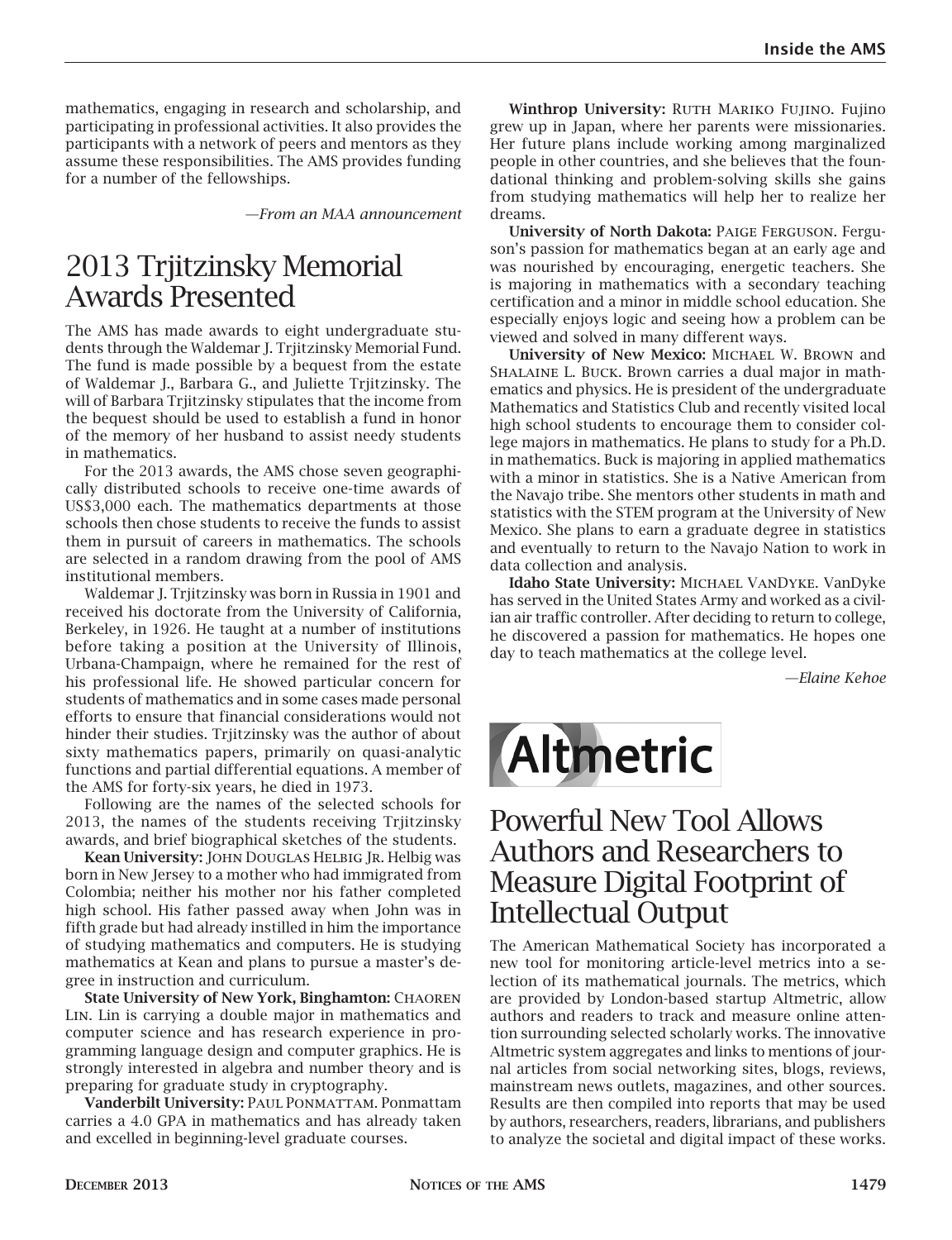mathematics, engaging in research and scholarship, and participating in professional activities. It also provides the participants with a network of peers and mentors as they assume these responsibilities. The AMS provides funding for a number of the fellowships.

*—From an MAA announcement*

## 2013 Trjitzinsky Memorial Awards Presented

The AMS has made awards to eight undergraduate students through the Waldemar J. Trjitzinsky Memorial Fund. The fund is made possible by a bequest from the estate of Waldemar J., Barbara G., and Juliette Trjitzinsky. The will of Barbara Trjitzinsky stipulates that the income from the bequest should be used to establish a fund in honor of the memory of her husband to assist needy students in mathematics.

For the 2013 awards, the AMS chose seven geographically distributed schools to receive one-time awards of US$3,000 each. The mathematics departments at those schools then chose students to receive the funds to assist them in pursuit of careers in mathematics. The schools are selected in a random drawing from the pool of AMS institutional members.

Waldemar J. Trjitzinsky was born in Russia in 1901 and received his doctorate from the University of California, Berkeley, in 1926. He taught at a number of institutions before taking a position at the University of Illinois, Urbana-Champaign, where he remained for the rest of his professional life. He showed particular concern for students of mathematics and in some cases made personal efforts to ensure that financial considerations would not hinder their studies. Trjitzinsky was the author of about sixty mathematics papers, primarily on quasi-analytic functions and partial differential equations. A member of the AMS for forty-six years, he died in 1973.

Following are the names of the selected schools for 2013, the names of the students receiving Trjitzinsky awards, and brief biographical sketches of the students.

**Kean University:** John Douglas Helbig Jr. Helbig was born in New Jersey to a mother who had immigrated from Colombia; neither his mother nor his father completed high school. His father passed away when John was in fifth grade but had already instilled in him the importance of studying mathematics and computers. He is studying mathematics at Kean and plans to pursue a master's degree in instruction and curriculum.

**State University of New York, Binghamton:** Chaoren Lin. Lin is carrying a double major in mathematics and computer science and has research experience in programming language design and computer graphics. He is strongly interested in algebra and number theory and is preparing for graduate study in cryptography.

**Vanderbilt University:** Paul Ponmattam. Ponmattam carries a 4.0 GPA in mathematics and has already taken and excelled in beginning-level graduate courses.

**Winthrop University:** Ruth Mariko Fujino. Fujino grew up in Japan, where her parents were missionaries. Her future plans include working among marginalized people in other countries, and she believes that the foundational thinking and problem-solving skills she gains from studying mathematics will help her to realize her dreams.

**University of North Dakota:** Paige Ferguson. Ferguson's passion for mathematics began at an early age and was nourished by encouraging, energetic teachers. She is majoring in mathematics with a secondary teaching certification and a minor in middle school education. She especially enjoys logic and seeing how a problem can be viewed and solved in many different ways.

**University of New Mexico:** Michael W. Brown and Shalaine L. Buck. Brown carries a dual major in mathematics and physics. He is president of the undergraduate Mathematics and Statistics Club and recently visited local high school students to encourage them to consider college majors in mathematics. He plans to study for a Ph.D. in mathematics. Buck is majoring in applied mathematics with a minor in statistics. She is a Native American from the Navajo tribe. She mentors other students in math and statistics with the STEM program at the University of New Mexico. She plans to earn a graduate degree in statistics and eventually to return to the Navajo Nation to work in data collection and analysis.

**Idaho State University:** Michael VanDyke. VanDyke has served in the United States Army and worked as a civilian air traffic controller. After deciding to return to college, he discovered a passion for mathematics. He hopes one day to teach mathematics at the college level.

*—Elaine Kehoe*

Altmetric

## Powerful New Tool Allows Authors and Researchers to Measure Digital Footprint of Intellectual Output

The American Mathematical Society has incorporated a new tool for monitoring article-level metrics into a selection of its mathematical journals. The metrics, which are provided by London-based startup Altmetric, allow authors and readers to track and measure online attention surrounding selected scholarly works. The innovative Altmetric system aggregates and links to mentions of journal articles from social networking sites, blogs, reviews, mainstream news outlets, magazines, and other sources. Results are then compiled into reports that may be used by authors, researchers, readers, librarians, and publishers to analyze the societal and digital impact of these works.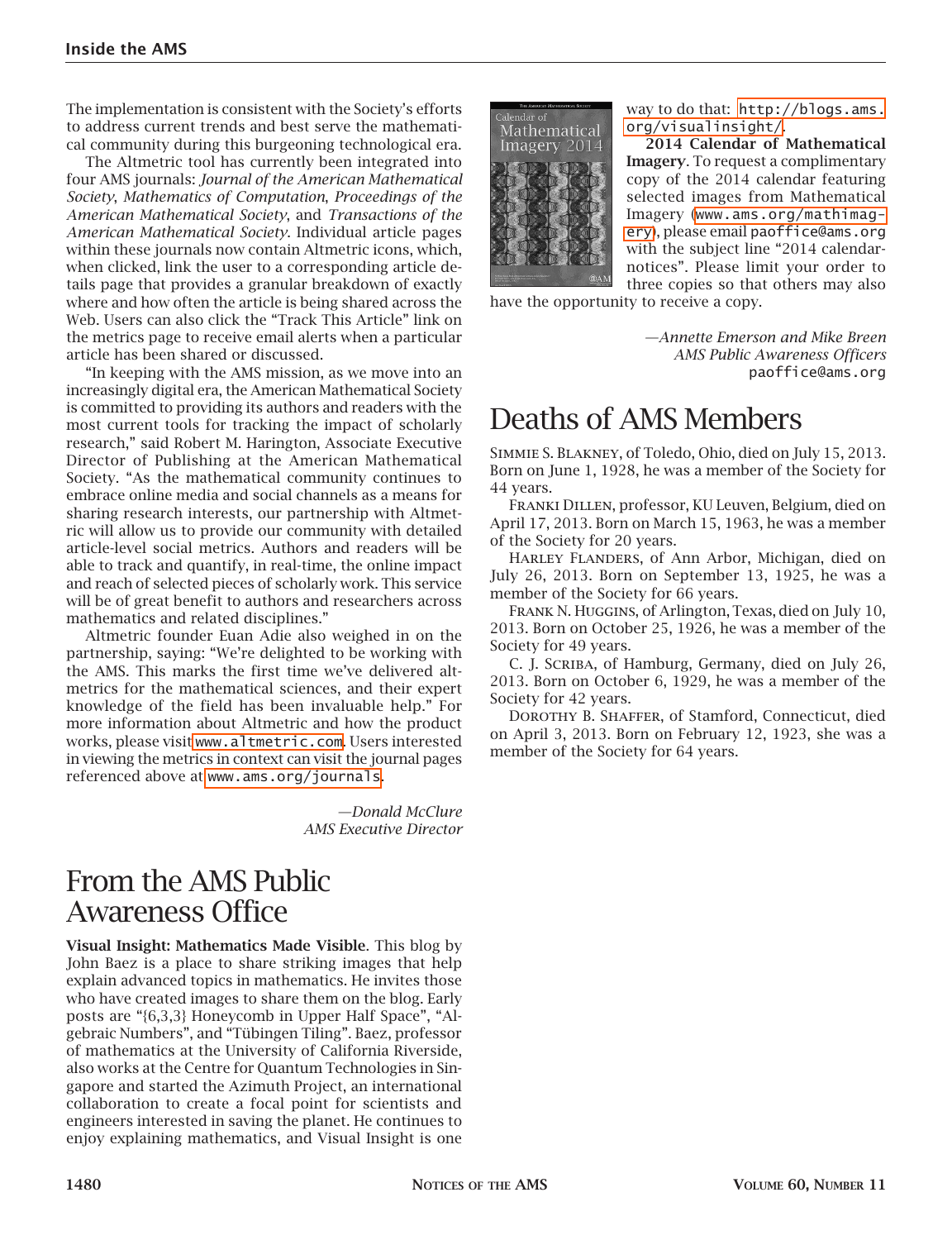The implementation is consistent with the Society's efforts to address current trends and best serve the mathematical community during this burgeoning technological era.

The Altmetric tool has currently been integrated into four AMS journals: *Journal of the American Mathematical Society*, *Mathematics of Computation*, *Proceedings of the American Mathematical Society*, and *Transactions of the American Mathematical Society*. Individual article pages within these journals now contain Altmetric icons, which, when clicked, link the user to a corresponding article details page that provides a granular breakdown of exactly where and how often the article is being shared across the Web. Users can also click the "Track This Article" link on the metrics page to receive email alerts when a particular article has been shared or discussed.

"In keeping with the AMS mission, as we move into an increasingly digital era, the American Mathematical Society is committed to providing its authors and readers with the most current tools for tracking the impact of scholarly research," said Robert M. Harington, Associate Executive Director of Publishing at the American Mathematical Society. "As the mathematical community continues to embrace online media and social channels as a means for sharing research interests, our partnership with Altmetric will allow us to provide our community with detailed article-level social metrics. Authors and readers will be able to track and quantify, in real-time, the online impact and reach of selected pieces of scholarly work. This service will be of great benefit to authors and researchers across mathematics and related disciplines."

Altmetric founder Euan Adie also weighed in on the partnership, saying: "We're delighted to be working with the AMS. This marks the first time we've delivered altmetrics for the mathematical sciences, and their expert knowledge of the field has been invaluable help." For more information about Altmetric and how the product works, please visit www.altmetric.com. Users interested in viewing the metrics in context can visit the journal pages referenced above at www.ams.org/journals.

*—Donald McClure*
*AMS Executive Director*

# From the AMS Public Awareness Office

**Visual Insight: Mathematics Made Visible**. This blog by John Baez is a place to share striking images that help explain advanced topics in mathematics. He invites those who have created images to share them on the blog. Early posts are "{6,3,3} Honeycomb in Upper Half Space", "Algebraic Numbers", and "Tübingen Tiling". Baez, professor of mathematics at the University of California Riverside, also works at the Centre for Quantum Technologies in Singapore and started the Azimuth Project, an international collaboration to create a focal point for scientists and engineers interested in saving the planet. He continues to enjoy explaining mathematics, and Visual Insight is one way to do that: http://blogs.ams.org/visualinsight/.

**2014 Calendar of Mathematical Imagery**. To request a complimentary copy of the 2014 calendar featuring selected images from Mathematical Imagery (www.ams.org/mathimagery), please email paoffice@ams.org with the subject line "2014 calendar-notices". Please limit your order to three copies so that others may also have the opportunity to receive a copy.

*—Annette Emerson and Mike Breen*
*AMS Public Awareness Officers*
paoffice@ams.org

# Deaths of AMS Members

Simmie S. Blakney, of Toledo, Ohio, died on July 15, 2013. Born on June 1, 1928, he was a member of the Society for 44 years.

Franki Dillen, professor, KU Leuven, Belgium, died on April 17, 2013. Born on March 15, 1963, he was a member of the Society for 20 years.

Harley Flanders, of Ann Arbor, Michigan, died on July 26, 2013. Born on September 13, 1925, he was a member of the Society for 66 years.

Frank N. Huggins, of Arlington, Texas, died on July 10, 2013. Born on October 25, 1926, he was a member of the Society for 49 years.

C. J. Scriba, of Hamburg, Germany, died on July 26, 2013. Born on October 6, 1929, he was a member of the Society for 42 years.

Dorothy B. Shaffer, of Stamford, Connecticut, died on April 3, 2013. Born on February 12, 1923, she was a member of the Society for 64 years.